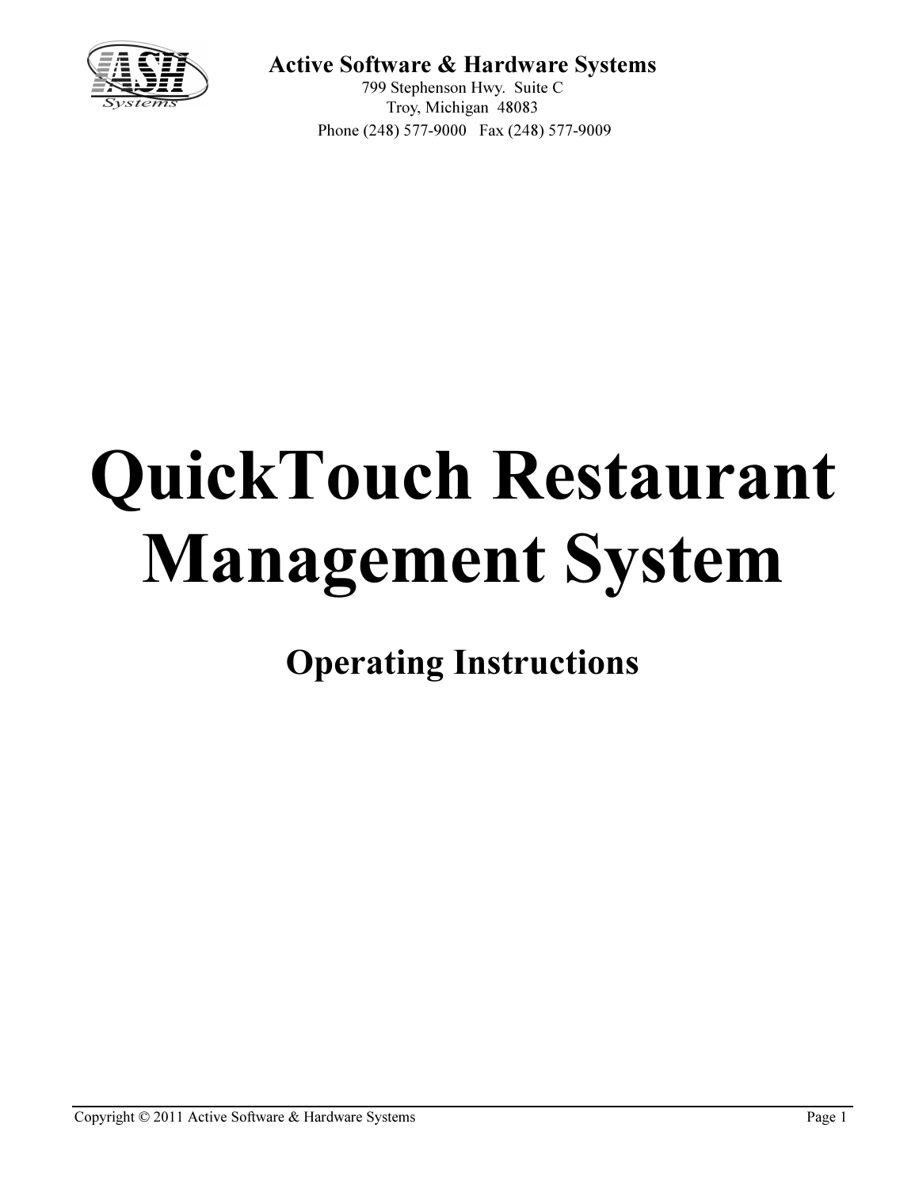**Active Software & Hardware Systems**

799 Stephenson Hwy. Suite C
Troy, Michigan 48083
Phone (248) 577-9000 Fax (248) 577-9009

# QuickTouch Restaurant Management System

## Operating Instructions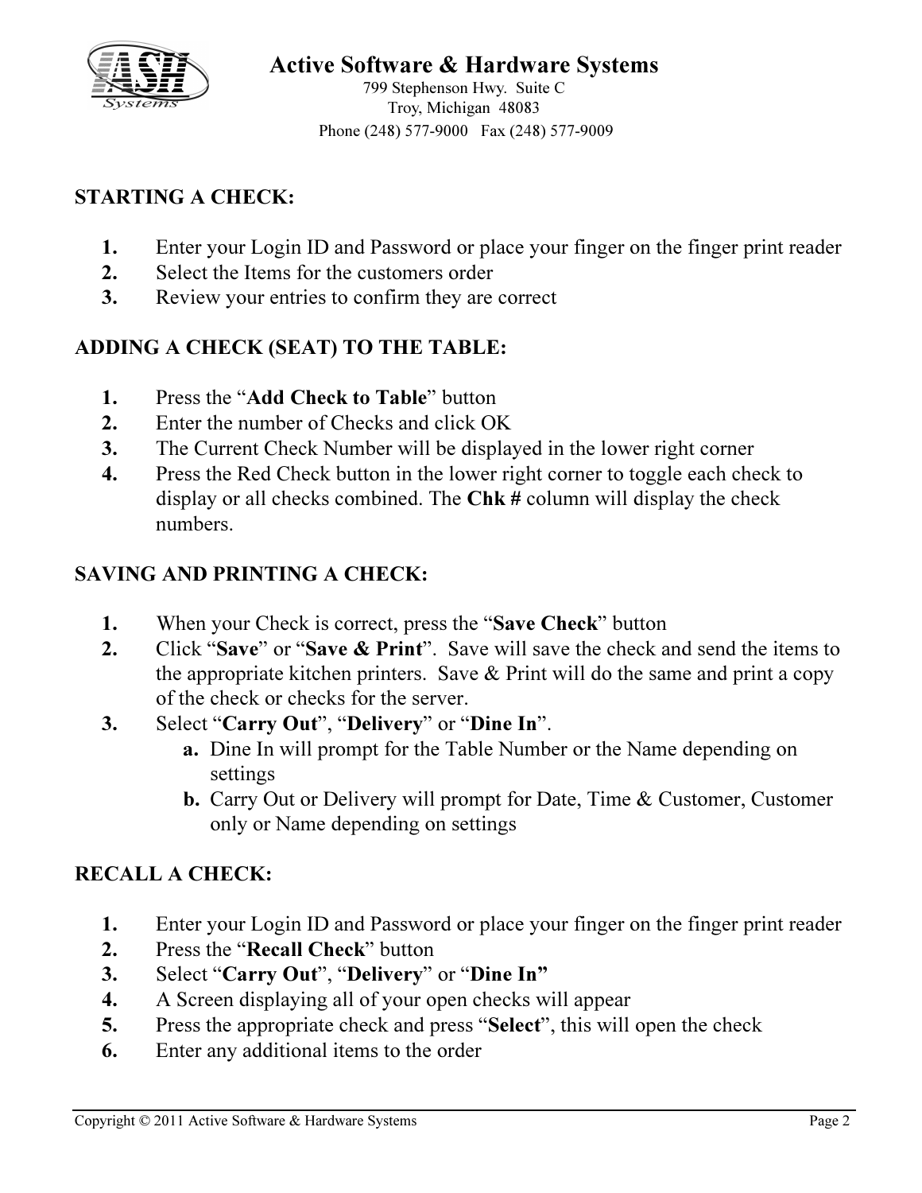# Active Software & Hardware Systems

799 Stephenson Hwy. Suite C
Troy, Michigan 48083
Phone (248) 577-9000 Fax (248) 577-9009

## STARTING A CHECK:

1. Enter your Login ID and Password or place your finger on the finger print reader
2. Select the Items for the customers order
3. Review your entries to confirm they are correct

## ADDING A CHECK (SEAT) TO THE TABLE:

1. Press the "**Add Check to Table**" button
2. Enter the number of Checks and click OK
3. The Current Check Number will be displayed in the lower right corner
4. Press the Red Check button in the lower right corner to toggle each check to display or all checks combined. The **Chk #** column will display the check numbers.

## SAVING AND PRINTING A CHECK:

1. When your Check is correct, press the "**Save Check**" button
2. Click "**Save**" or "**Save & Print**". Save will save the check and send the items to the appropriate kitchen printers. Save & Print will do the same and print a copy of the check or checks for the server.
3. Select "**Carry Out**", "**Delivery**" or "**Dine In**".
   a. Dine In will prompt for the Table Number or the Name depending on settings
   b. Carry Out or Delivery will prompt for Date, Time & Customer, Customer only or Name depending on settings

## RECALL A CHECK:

1. Enter your Login ID and Password or place your finger on the finger print reader
2. Press the "**Recall Check**" button
3. Select "**Carry Out**", "**Delivery**" or "**Dine In**"
4. A Screen displaying all of your open checks will appear
5. Press the appropriate check and press "**Select**", this will open the check
6. Enter any additional items to the order

Copyright © 2011 Active Software & Hardware Systems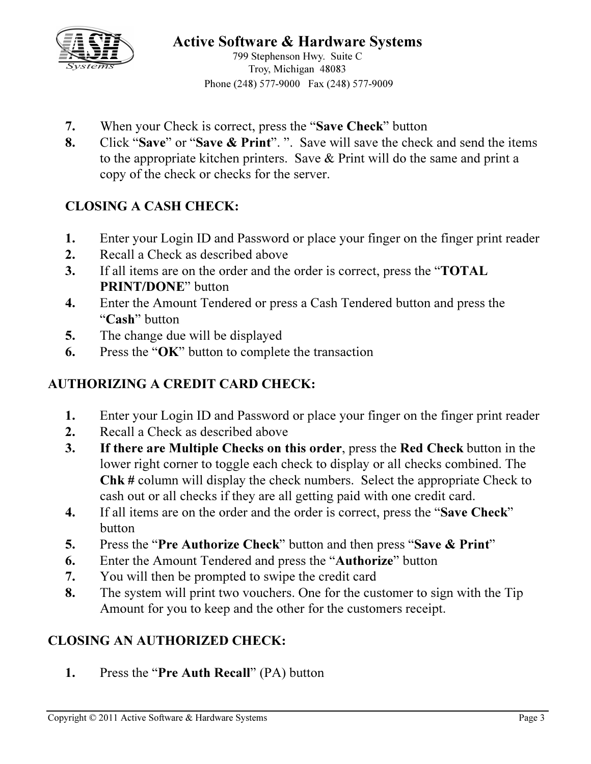7. When your Check is correct, press the "**Save Check**" button
8. Click "**Save**" or "**Save & Print**". ". Save will save the check and send the items to the appropriate kitchen printers. Save & Print will do the same and print a copy of the check or checks for the server.

**CLOSING A CASH CHECK:**

1. Enter your Login ID and Password or place your finger on the finger print reader
2. Recall a Check as described above
3. If all items are on the order and the order is correct, press the "**TOTAL PRINT/DONE**" button
4. Enter the Amount Tendered or press a Cash Tendered button and press the "**Cash**" button
5. The change due will be displayed
6. Press the "**OK**" button to complete the transaction

## AUTHORIZING A CREDIT CARD CHECK:

1. Enter your Login ID and Password or place your finger on the finger print reader
2. Recall a Check as described above
3. **If there are Multiple Checks on this order**, press the **Red Check** button in the lower right corner to toggle each check to display or all checks combined. The **Chk #** column will display the check numbers. Select the appropriate Check to cash out or all checks if they are all getting paid with one credit card.
4. If all items are on the order and the order is correct, press the "**Save Check**" button
5. Press the "**Pre Authorize Check**" button and then press "**Save & Print**"
6. Enter the Amount Tendered and press the "**Authorize**" button
7. You will then be prompted to swipe the credit card
8. The system will print two vouchers. One for the customer to sign with the Tip Amount for you to keep and the other for the customers receipt.

## CLOSING AN AUTHORIZED CHECK:

1. Press the "**Pre Auth Recall**" (PA) button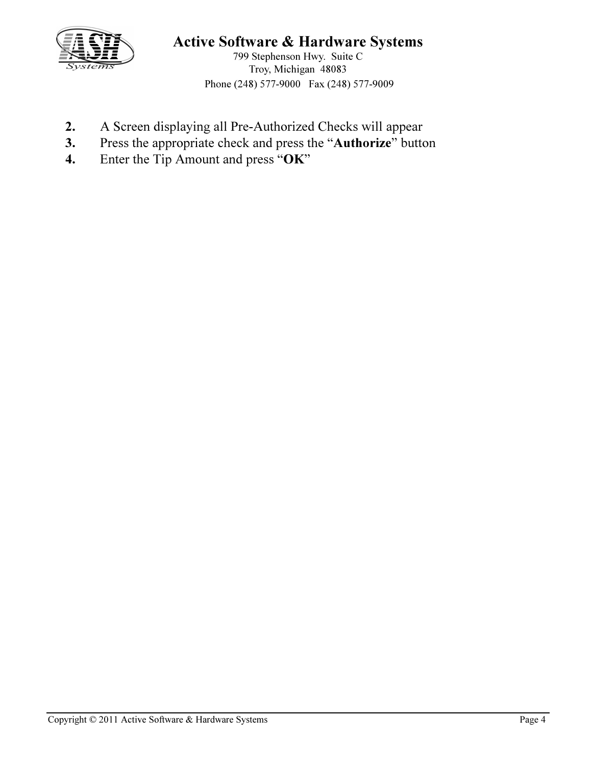2. A Screen displaying all Pre-Authorized Checks will appear
3. Press the appropriate check and press the "**Authorize**" button
4. Enter the Tip Amount and press "**OK**"